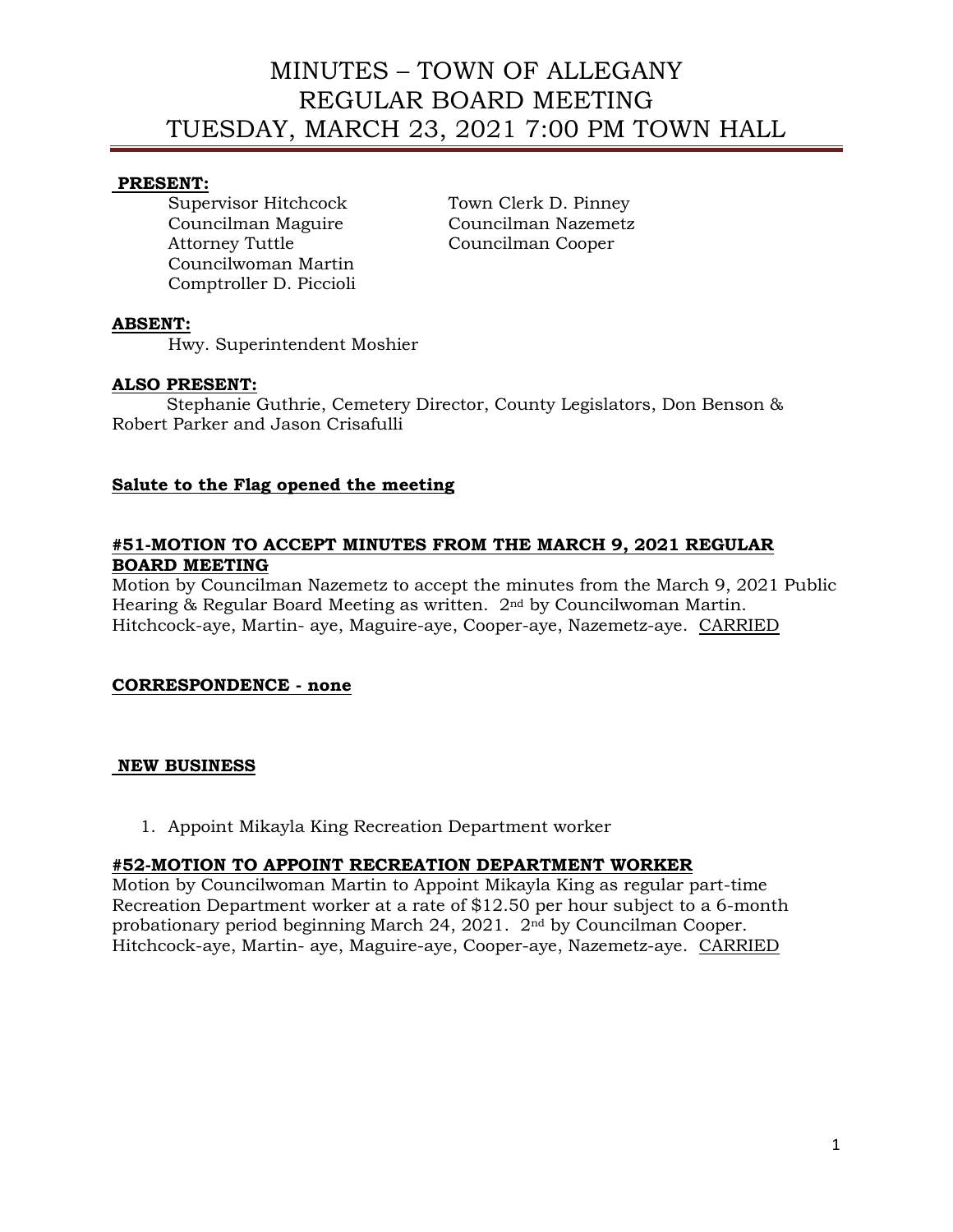# MINUTES – TOWN OF ALLEGANY
# REGULAR BOARD MEETING
# TUESDAY, MARCH 23, 2021 7:00 PM TOWN HALL

**PRESENT:**

Supervisor Hitchcock
Councilman Maguire
Attorney Tuttle
Councilwoman Martin
Comptroller D. Piccioli
Town Clerk D. Pinney
Councilman Nazemetz
Councilman Cooper

**ABSENT:**

Hwy. Superintendent Moshier

**ALSO PRESENT:**

Stephanie Guthrie, Cemetery Director, County Legislators, Don Benson & Robert Parker and Jason Crisafulli

**Salute to the Flag opened the meeting**

**#51-MOTION TO ACCEPT MINUTES FROM THE MARCH 9, 2021 REGULAR BOARD MEETING**

Motion by Councilman Nazemetz to accept the minutes from the March 9, 2021 Public Hearing & Regular Board Meeting as written. 2nd by Councilwoman Martin. Hitchcock-aye, Martin- aye, Maguire-aye, Cooper-aye, Nazemetz-aye. CARRIED

**CORRESPONDENCE - none**

**NEW BUSINESS**

1. Appoint Mikayla King Recreation Department worker

**#52-MOTION TO APPOINT RECREATION DEPARTMENT WORKER**

Motion by Councilwoman Martin to Appoint Mikayla King as regular part-time Recreation Department worker at a rate of $12.50 per hour subject to a 6-month probationary period beginning March 24, 2021. 2nd by Councilman Cooper. Hitchcock-aye, Martin- aye, Maguire-aye, Cooper-aye, Nazemetz-aye. CARRIED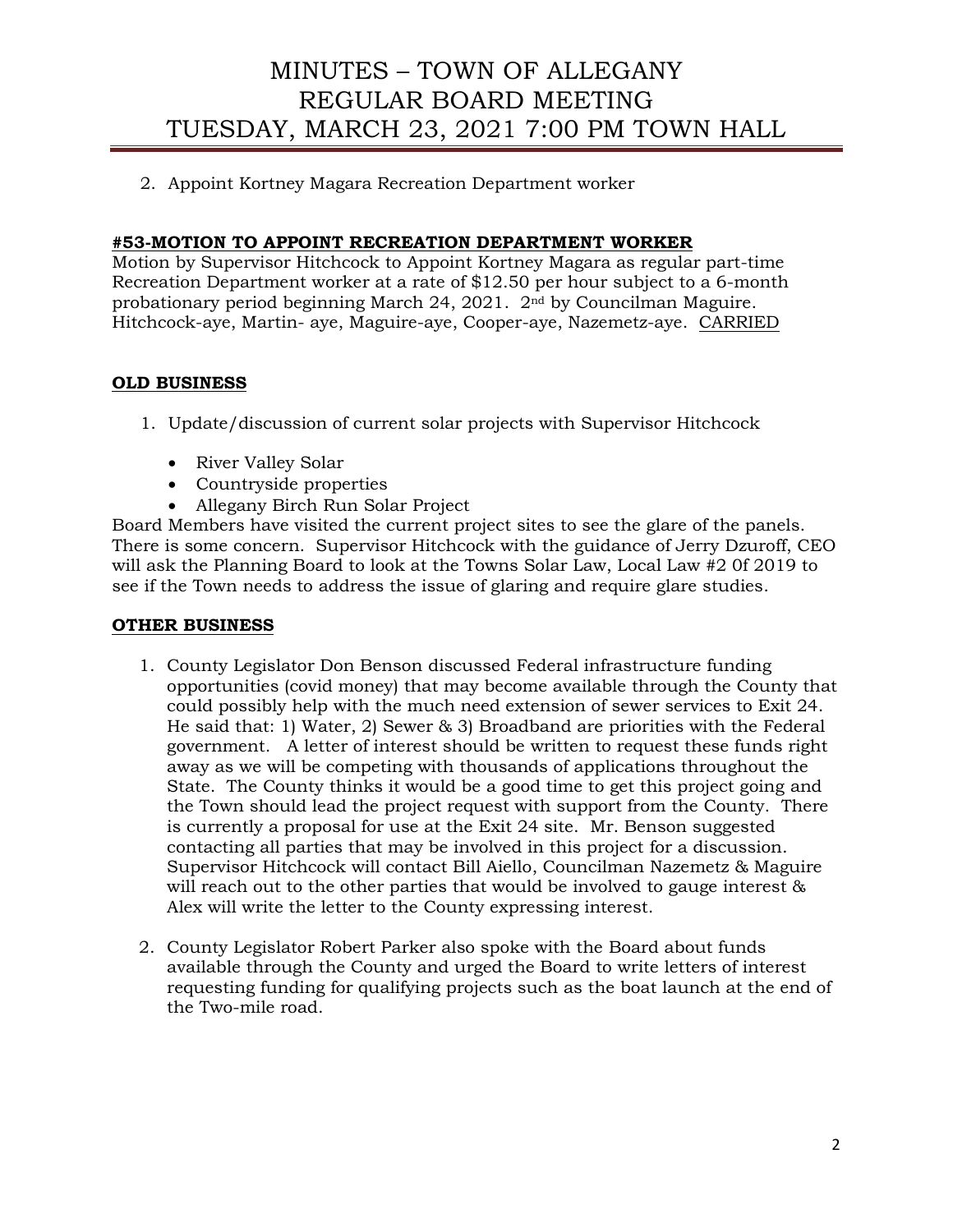2. Appoint Kortney Magara Recreation Department worker

**#53-MOTION TO APPOINT RECREATION DEPARTMENT WORKER**

Motion by Supervisor Hitchcock to Appoint Kortney Magara as regular part-time Recreation Department worker at a rate of $12.50 per hour subject to a 6-month probationary period beginning March 24, 2021. 2nd by Councilman Maguire. Hitchcock-aye, Martin- aye, Maguire-aye, Cooper-aye, Nazemetz-aye. CARRIED

**OLD BUSINESS**

1. Update/discussion of current solar projects with Supervisor Hitchcock
   - River Valley Solar
   - Countryside properties
   - Allegany Birch Run Solar Project

Board Members have visited the current project sites to see the glare of the panels. There is some concern. Supervisor Hitchcock with the guidance of Jerry Dzuroff, CEO will ask the Planning Board to look at the Towns Solar Law, Local Law #2 0f 2019 to see if the Town needs to address the issue of glaring and require glare studies.

**OTHER BUSINESS**

1. County Legislator Don Benson discussed Federal infrastructure funding opportunities (covid money) that may become available through the County that could possibly help with the much need extension of sewer services to Exit 24. He said that: 1) Water, 2) Sewer & 3) Broadband are priorities with the Federal government. A letter of interest should be written to request these funds right away as we will be competing with thousands of applications throughout the State. The County thinks it would be a good time to get this project going and the Town should lead the project request with support from the County. There is currently a proposal for use at the Exit 24 site. Mr. Benson suggested contacting all parties that may be involved in this project for a discussion. Supervisor Hitchcock will contact Bill Aiello, Councilman Nazemetz & Maguire will reach out to the other parties that would be involved to gauge interest & Alex will write the letter to the County expressing interest.

2. County Legislator Robert Parker also spoke with the Board about funds available through the County and urged the Board to write letters of interest requesting funding for qualifying projects such as the boat launch at the end of the Two-mile road.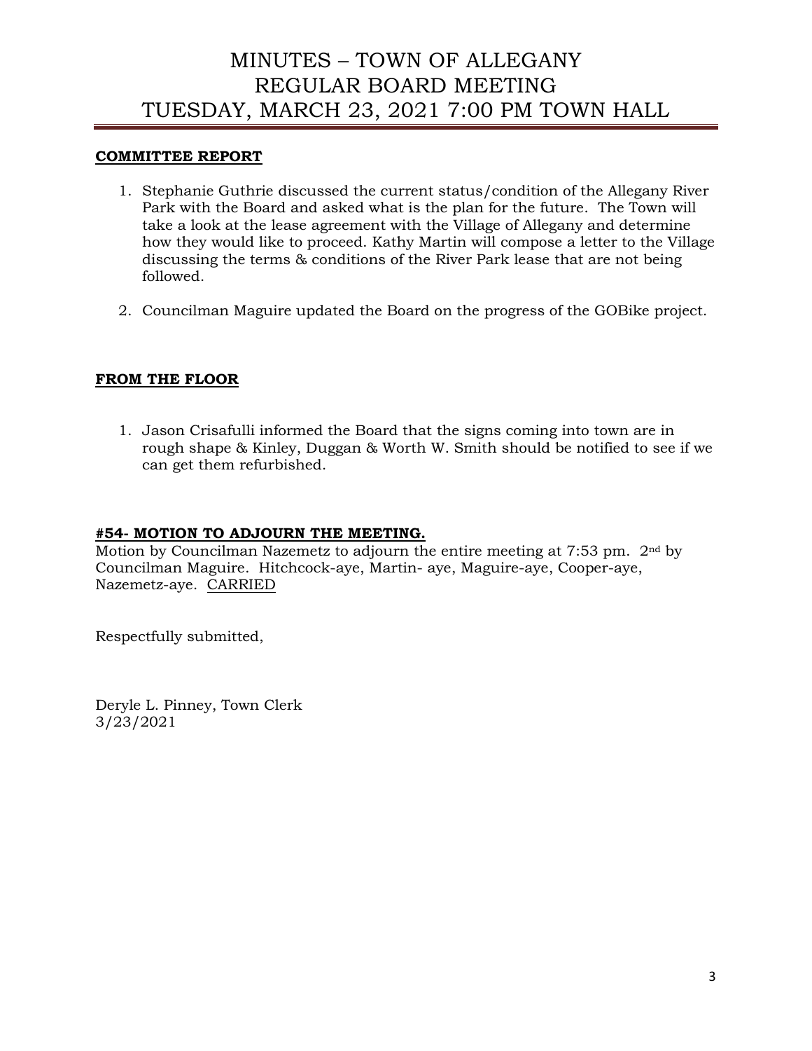# MINUTES – TOWN OF ALLEGANY
# REGULAR BOARD MEETING
# TUESDAY, MARCH 23, 2021 7:00 PM TOWN HALL

**COMMITTEE REPORT**

1. Stephanie Guthrie discussed the current status/condition of the Allegany River Park with the Board and asked what is the plan for the future. The Town will take a look at the lease agreement with the Village of Allegany and determine how they would like to proceed. Kathy Martin will compose a letter to the Village discussing the terms & conditions of the River Park lease that are not being followed.

2. Councilman Maguire updated the Board on the progress of the GOBike project.

**FROM THE FLOOR**

1. Jason Crisafulli informed the Board that the signs coming into town are in rough shape & Kinley, Duggan & Worth W. Smith should be notified to see if we can get them refurbished.

**#54- MOTION TO ADJOURN THE MEETING.**

Motion by Councilman Nazemetz to adjourn the entire meeting at 7:53 pm. 2nd by Councilman Maguire. Hitchcock-aye, Martin- aye, Maguire-aye, Cooper-aye, Nazemetz-aye. CARRIED

Respectfully submitted,

Deryle L. Pinney, Town Clerk
3/23/2021